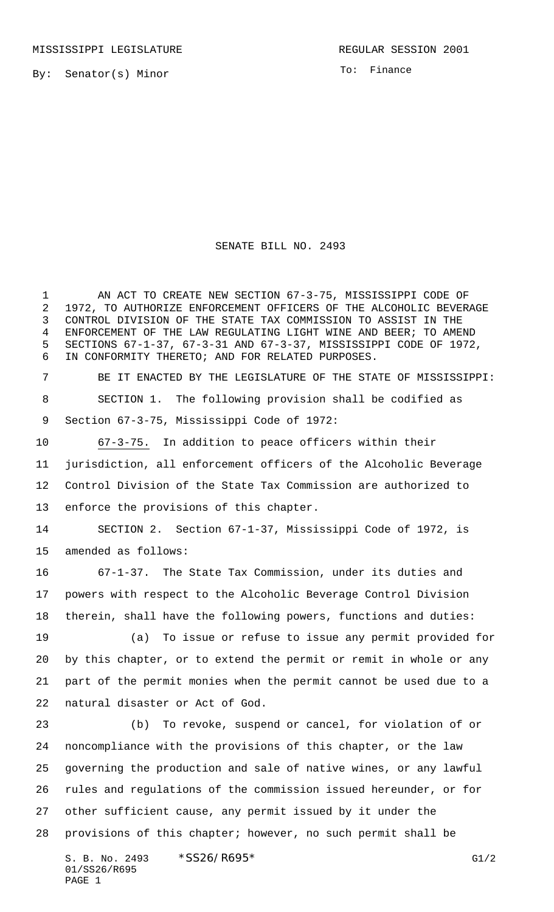MISSISSIPPI LEGISLATURE REGULAR SESSION 2001

By: Senator(s) Minor

To: Finance

# SENATE BILL NO. 2493

AN ACT TO CREATE NEW SECTION 67-3-75, MISSISSIPPI CODE OF 1972, TO AUTHORIZE ENFORCEMENT OFFICERS OF THE ALCOHOLIC BEVERAGE CONTROL DIVISION OF THE STATE TAX COMMISSION TO ASSIST IN THE ENFORCEMENT OF THE LAW REGULATING LIGHT WINE AND BEER; TO AMEND SECTIONS 67-1-37, 67-3-31 AND 67-3-37, MISSISSIPPI CODE OF 1972, IN CONFORMITY THERETO; AND FOR RELATED PURPOSES.

BE IT ENACTED BY THE LEGISLATURE OF THE STATE OF MISSISSIPPI:

SECTION 1. The following provision shall be codified as Section 67-3-75, Mississippi Code of 1972:

67-3-75. In addition to peace officers within their jurisdiction, all enforcement officers of the Alcoholic Beverage Control Division of the State Tax Commission are authorized to enforce the provisions of this chapter.

SECTION 2. Section 67-1-37, Mississippi Code of 1972, is amended as follows:

67-1-37. The State Tax Commission, under its duties and powers with respect to the Alcoholic Beverage Control Division therein, shall have the following powers, functions and duties:

(a) To issue or refuse to issue any permit provided for by this chapter, or to extend the permit or remit in whole or any part of the permit monies when the permit cannot be used due to a natural disaster or Act of God.

(b) To revoke, suspend or cancel, for violation of or noncompliance with the provisions of this chapter, or the law governing the production and sale of native wines, or any lawful rules and regulations of the commission issued hereunder, or for other sufficient cause, any permit issued by it under the provisions of this chapter; however, no such permit shall be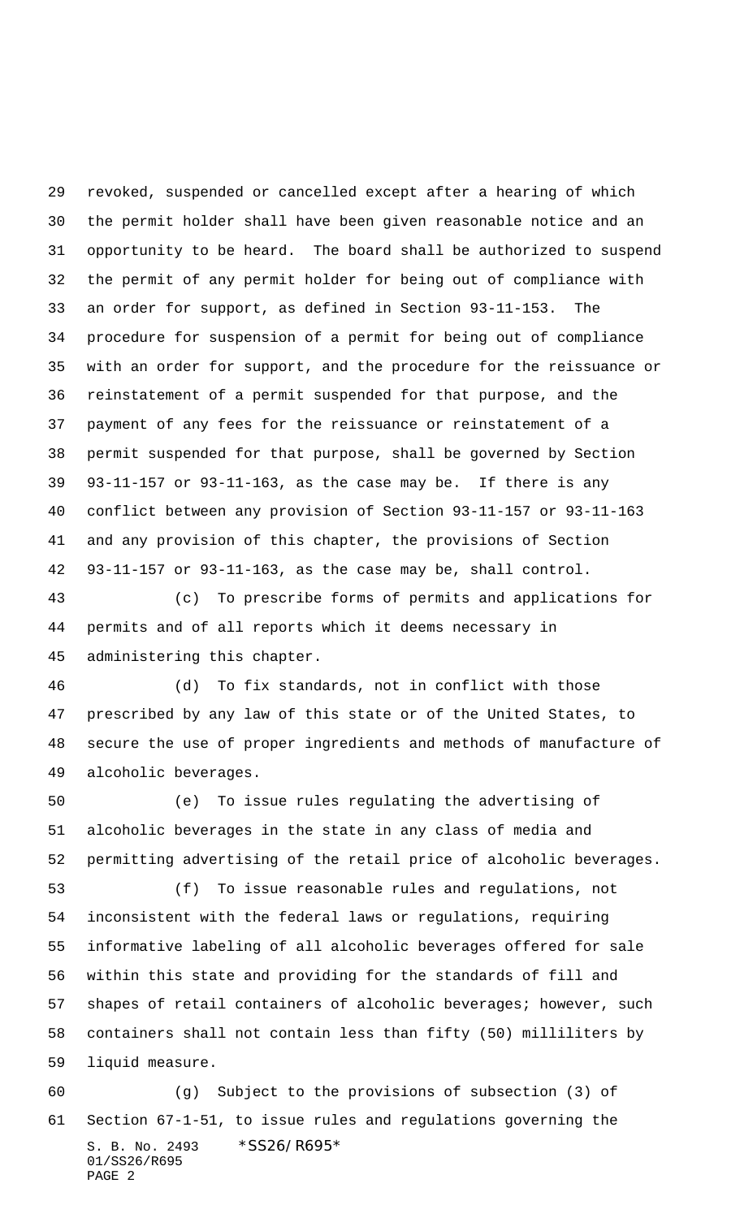revoked, suspended or cancelled except after a hearing of which the permit holder shall have been given reasonable notice and an opportunity to be heard. The board shall be authorized to suspend the permit of any permit holder for being out of compliance with an order for support, as defined in Section 93-11-153. The procedure for suspension of a permit for being out of compliance with an order for support, and the procedure for the reissuance or reinstatement of a permit suspended for that purpose, and the payment of any fees for the reissuance or reinstatement of a permit suspended for that purpose, shall be governed by Section 93-11-157 or 93-11-163, as the case may be. If there is any conflict between any provision of Section 93-11-157 or 93-11-163 and any provision of this chapter, the provisions of Section 93-11-157 or 93-11-163, as the case may be, shall control.

(c) To prescribe forms of permits and applications for permits and of all reports which it deems necessary in administering this chapter.

(d) To fix standards, not in conflict with those prescribed by any law of this state or of the United States, to secure the use of proper ingredients and methods of manufacture of alcoholic beverages.

(e) To issue rules regulating the advertising of alcoholic beverages in the state in any class of media and permitting advertising of the retail price of alcoholic beverages.

(f) To issue reasonable rules and regulations, not inconsistent with the federal laws or regulations, requiring informative labeling of all alcoholic beverages offered for sale within this state and providing for the standards of fill and shapes of retail containers of alcoholic beverages; however, such containers shall not contain less than fifty (50) milliliters by liquid measure.

(g) Subject to the provisions of subsection (3) of Section 67-1-51, to issue rules and regulations governing the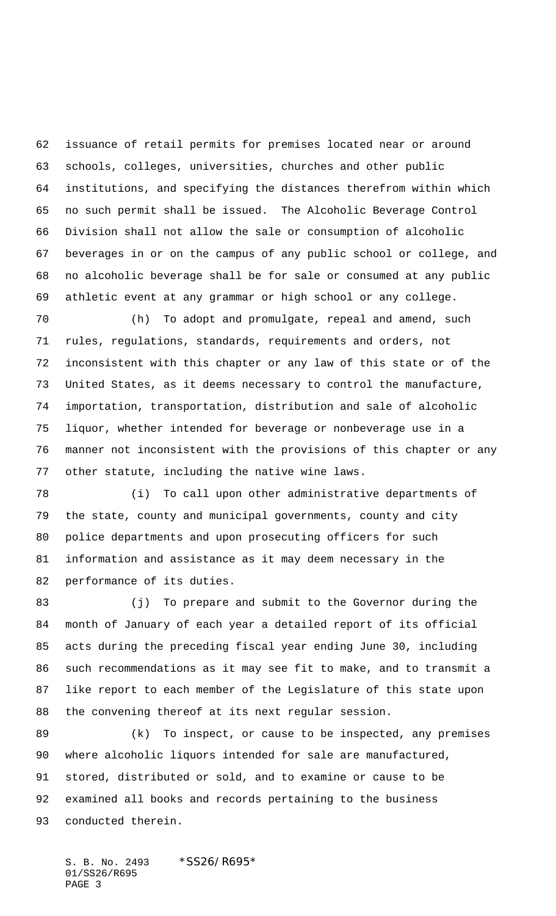issuance of retail permits for premises located near or around schools, colleges, universities, churches and other public institutions, and specifying the distances therefrom within which no such permit shall be issued. The Alcoholic Beverage Control Division shall not allow the sale or consumption of alcoholic beverages in or on the campus of any public school or college, and no alcoholic beverage shall be for sale or consumed at any public athletic event at any grammar or high school or any college.

(h) To adopt and promulgate, repeal and amend, such rules, regulations, standards, requirements and orders, not inconsistent with this chapter or any law of this state or of the United States, as it deems necessary to control the manufacture, importation, transportation, distribution and sale of alcoholic liquor, whether intended for beverage or nonbeverage use in a manner not inconsistent with the provisions of this chapter or any other statute, including the native wine laws.

(i) To call upon other administrative departments of the state, county and municipal governments, county and city police departments and upon prosecuting officers for such information and assistance as it may deem necessary in the performance of its duties.

(j) To prepare and submit to the Governor during the month of January of each year a detailed report of its official acts during the preceding fiscal year ending June 30, including such recommendations as it may see fit to make, and to transmit a like report to each member of the Legislature of this state upon the convening thereof at its next regular session.

(k) To inspect, or cause to be inspected, any premises where alcoholic liquors intended for sale are manufactured, stored, distributed or sold, and to examine or cause to be examined all books and records pertaining to the business conducted therein.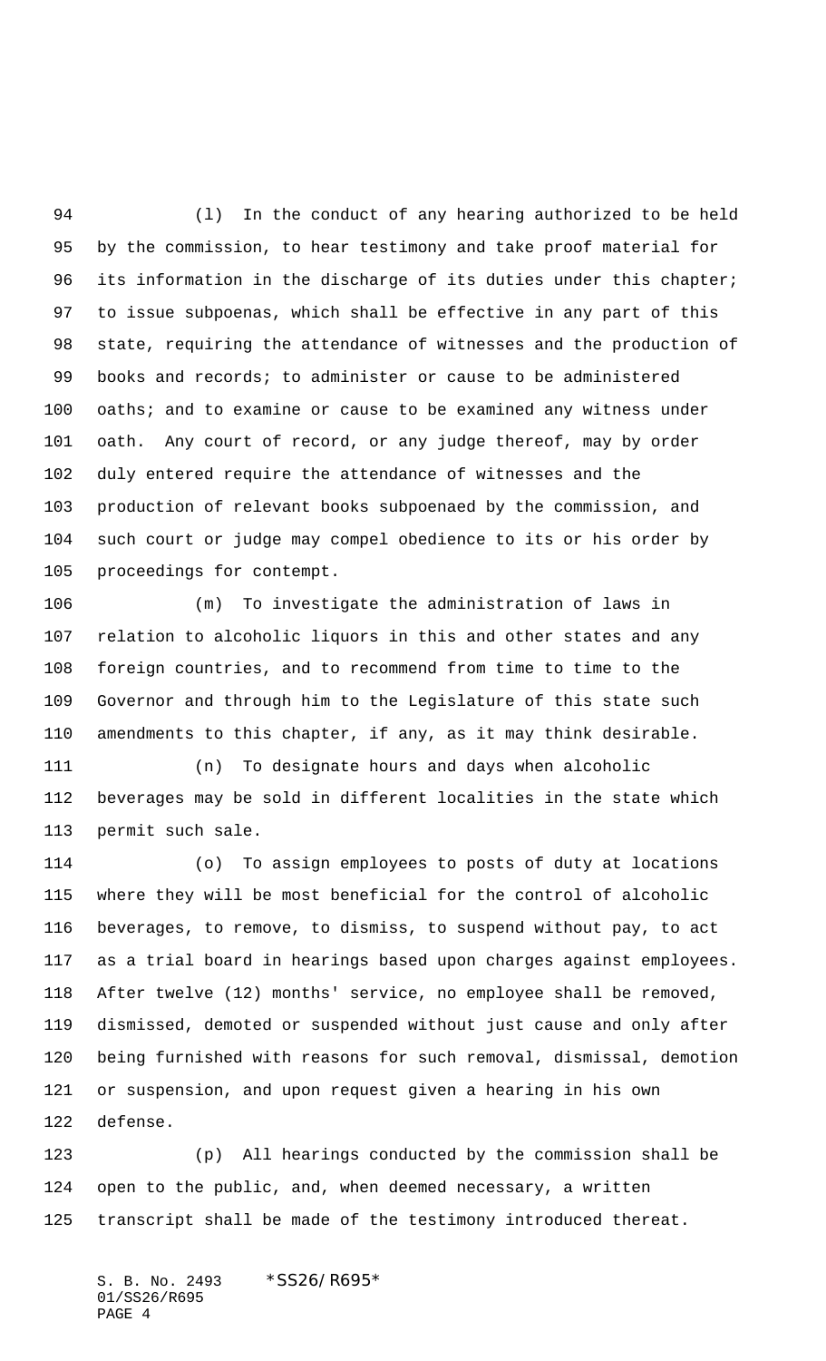(l) In the conduct of any hearing authorized to be held by the commission, to hear testimony and take proof material for its information in the discharge of its duties under this chapter; to issue subpoenas, which shall be effective in any part of this state, requiring the attendance of witnesses and the production of books and records; to administer or cause to be administered oaths; and to examine or cause to be examined any witness under oath. Any court of record, or any judge thereof, may by order duly entered require the attendance of witnesses and the production of relevant books subpoenaed by the commission, and such court or judge may compel obedience to its or his order by proceedings for contempt.

(m) To investigate the administration of laws in relation to alcoholic liquors in this and other states and any foreign countries, and to recommend from time to time to the Governor and through him to the Legislature of this state such amendments to this chapter, if any, as it may think desirable.

(n) To designate hours and days when alcoholic beverages may be sold in different localities in the state which permit such sale.

(o) To assign employees to posts of duty at locations where they will be most beneficial for the control of alcoholic beverages, to remove, to dismiss, to suspend without pay, to act as a trial board in hearings based upon charges against employees. After twelve (12) months' service, no employee shall be removed, dismissed, demoted or suspended without just cause and only after being furnished with reasons for such removal, dismissal, demotion or suspension, and upon request given a hearing in his own defense.

(p) All hearings conducted by the commission shall be open to the public, and, when deemed necessary, a written transcript shall be made of the testimony introduced thereat.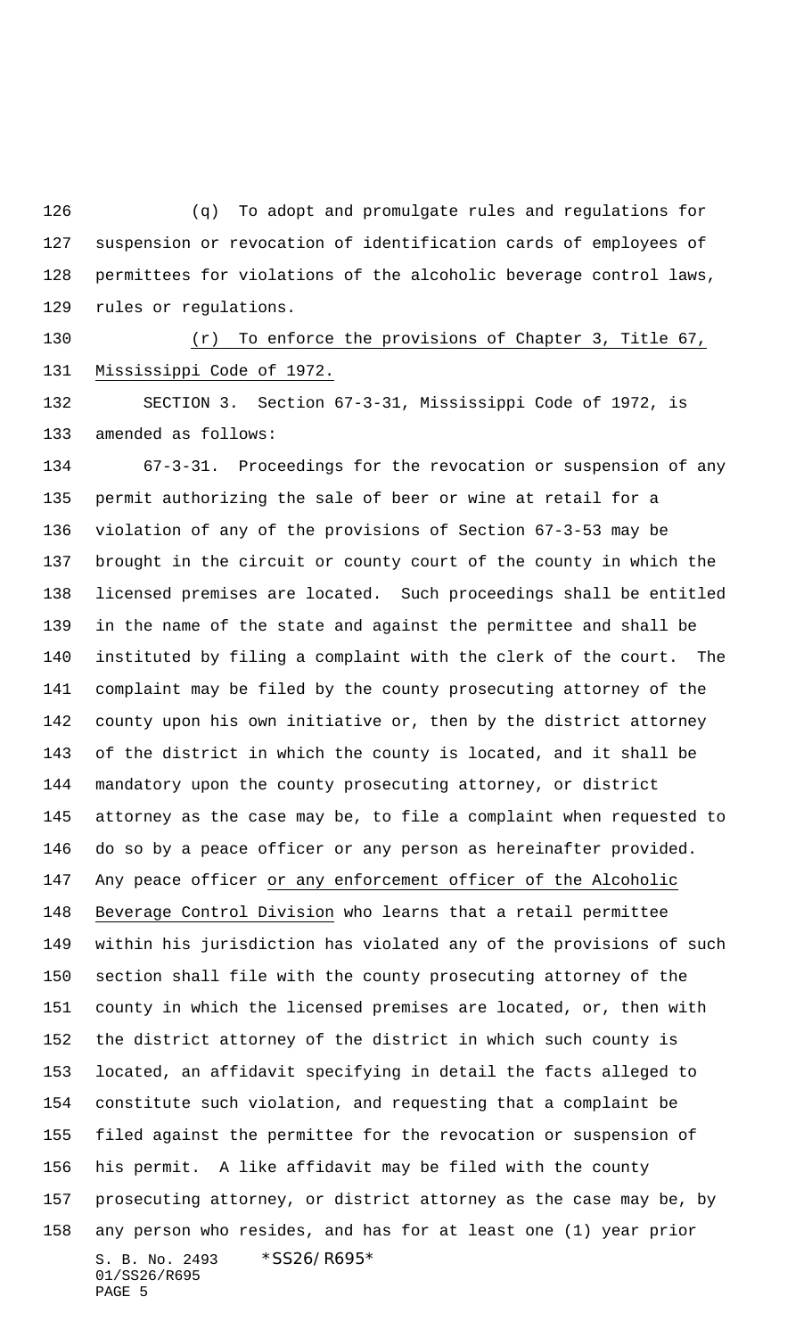(q) To adopt and promulgate rules and regulations for suspension or revocation of identification cards of employees of permittees for violations of the alcoholic beverage control laws, rules or regulations.

(r) To enforce the provisions of Chapter 3, Title 67, Mississippi Code of 1972.

SECTION 3. Section 67-3-31, Mississippi Code of 1972, is amended as follows:

67-3-31. Proceedings for the revocation or suspension of any permit authorizing the sale of beer or wine at retail for a violation of any of the provisions of Section 67-3-53 may be brought in the circuit or county court of the county in which the licensed premises are located. Such proceedings shall be entitled in the name of the state and against the permittee and shall be instituted by filing a complaint with the clerk of the court. The complaint may be filed by the county prosecuting attorney of the county upon his own initiative or, then by the district attorney of the district in which the county is located, and it shall be mandatory upon the county prosecuting attorney, or district attorney as the case may be, to file a complaint when requested to do so by a peace officer or any person as hereinafter provided. Any peace officer or any enforcement officer of the Alcoholic Beverage Control Division who learns that a retail permittee within his jurisdiction has violated any of the provisions of such section shall file with the county prosecuting attorney of the county in which the licensed premises are located, or, then with the district attorney of the district in which such county is located, an affidavit specifying in detail the facts alleged to constitute such violation, and requesting that a complaint be filed against the permittee for the revocation or suspension of his permit. A like affidavit may be filed with the county prosecuting attorney, or district attorney as the case may be, by any person who resides, and has for at least one (1) year prior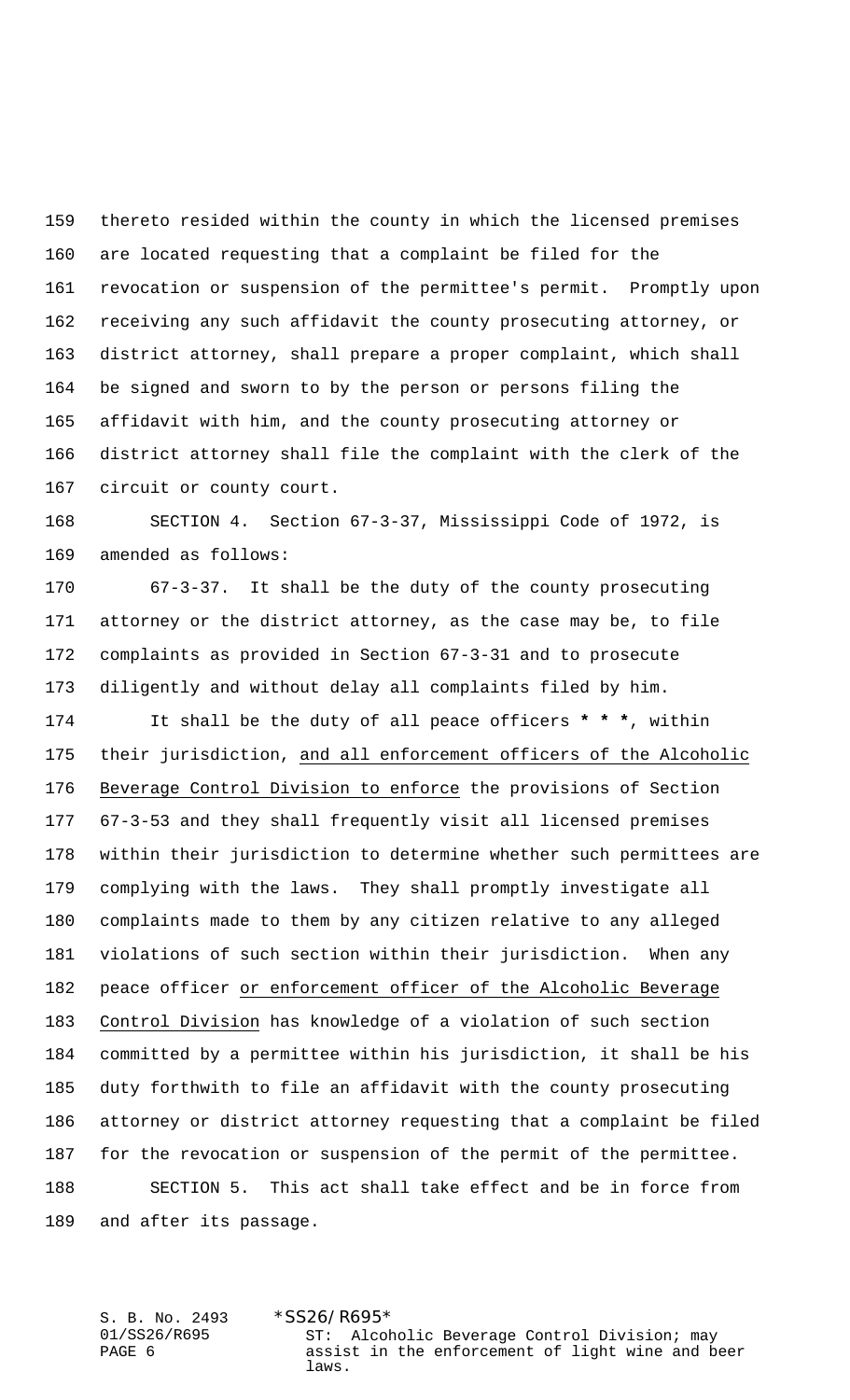thereto resided within the county in which the licensed premises are located requesting that a complaint be filed for the revocation or suspension of the permittee's permit. Promptly upon receiving any such affidavit the county prosecuting attorney, or district attorney, shall prepare a proper complaint, which shall be signed and sworn to by the person or persons filing the affidavit with him, and the county prosecuting attorney or district attorney shall file the complaint with the clerk of the circuit or county court.

SECTION 4. Section 67-3-37, Mississippi Code of 1972, is amended as follows:

67-3-37. It shall be the duty of the county prosecuting attorney or the district attorney, as the case may be, to file complaints as provided in Section 67-3-31 and to prosecute diligently and without delay all complaints filed by him.

It shall be the duty of all peace officers *** * ***, within their jurisdiction, <u>and all enforcement officers of the Alcoholic Beverage Control Division to enforce</u> the provisions of Section 67-3-53 and they shall frequently visit all licensed premises within their jurisdiction to determine whether such permittees are complying with the laws. They shall promptly investigate all complaints made to them by any citizen relative to any alleged violations of such section within their jurisdiction. When any peace officer <u>or enforcement officer of the Alcoholic Beverage Control Division</u> has knowledge of a violation of such section committed by a permittee within his jurisdiction, it shall be his duty forthwith to file an affidavit with the county prosecuting attorney or district attorney requesting that a complaint be filed for the revocation or suspension of the permit of the permittee.

SECTION 5. This act shall take effect and be in force from and after its passage.